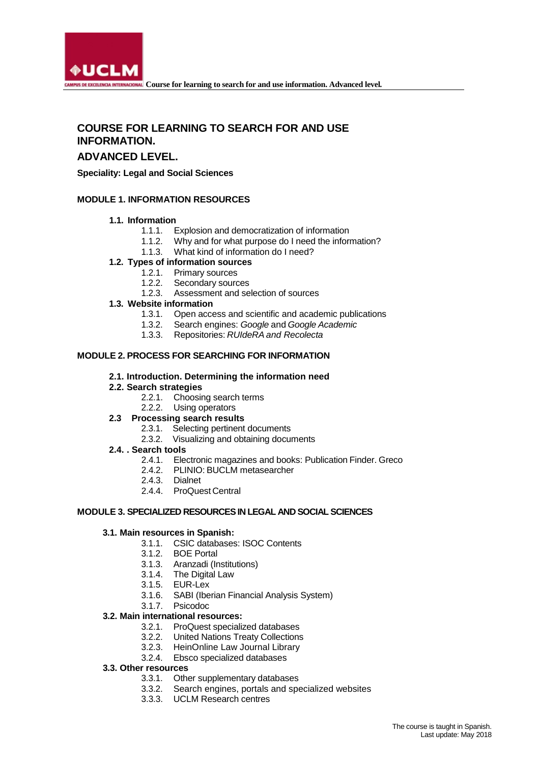# COURSE FOR LEARNING TO SEARCH FOR AND USE INFORMATION.

## ADVANCED LEVEL.

**Speciality: Legal and Social Sciences**

### MODULE 1. INFORMATION RESOURCES

- **1.1. Information**
  - 1.1.1. Explosion and democratization of information
  - 1.1.2. Why and for what purpose do I need the information?
  - 1.1.3. What kind of information do I need?
- **1.2. Types of information sources**
  - 1.2.1. Primary sources
  - 1.2.2. Secondary sources
  - 1.2.3. Assessment and selection of sources
- **1.3. Website information**
  - 1.3.1. Open access and scientific and academic publications
  - 1.3.2. Search engines: *Google* and *Google Academic*
  - 1.3.3. Repositories: *RUIdeRA and Recolecta*

### MODULE 2. PROCESS FOR SEARCHING FOR INFORMATION

- **2.1. Introduction. Determining the information need**
- **2.2. Search strategies**
  - 2.2.1. Choosing search terms
  - 2.2.2. Using operators
- **2.3 Processing search results**
  - 2.3.1. Selecting pertinent documents
  - 2.3.2. Visualizing and obtaining documents
- **2.4. . Search tools**
  - 2.4.1. Electronic magazines and books: Publication Finder. Greco
  - 2.4.2. PLINIO: BUCLM metasearcher
  - 2.4.3. Dialnet
  - 2.4.4. ProQuest Central

### MODULE 3. SPECIALIZED RESOURCES IN LEGAL AND SOCIAL SCIENCES

- **3.1. Main resources in Spanish:**
  - 3.1.1. CSIC databases: ISOC Contents
  - 3.1.2. BOE Portal
  - 3.1.3. Aranzadi (Institutions)
  - 3.1.4. The Digital Law
  - 3.1.5. EUR-Lex
  - 3.1.6. SABI (Iberian Financial Analysis System)
  - 3.1.7. Psicodoc
- **3.2. Main international resources:**
  - 3.2.1. ProQuest specialized databases
  - 3.2.2. United Nations Treaty Collections
  - 3.2.3. HeinOnline Law Journal Library
  - 3.2.4. Ebsco specialized databases
- **3.3. Other resources**
  - 3.3.1. Other supplementary databases
  - 3.3.2. Search engines, portals and specialized websites
  - 3.3.3. UCLM Research centres

The course is taught in Spanish.
Last update: May 2018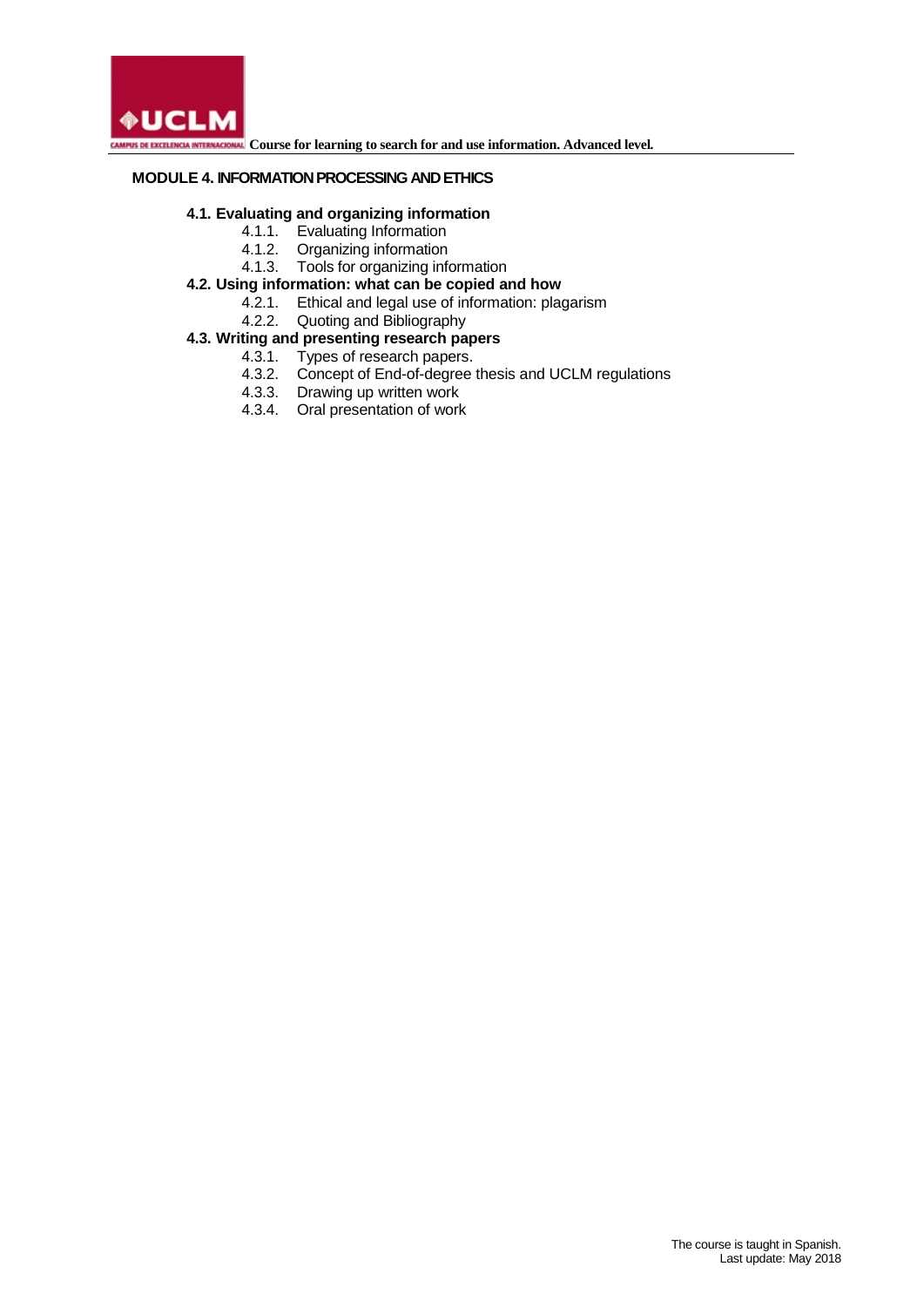## MODULE 4. INFORMATION PROCESSING AND ETHICS

### 4.1. Evaluating and organizing information

- 4.1.1. Evaluating Information
- 4.1.2. Organizing information
- 4.1.3. Tools for organizing information

### 4.2. Using information: what can be copied and how

- 4.2.1. Ethical and legal use of information: plagarism
- 4.2.2. Quoting and Bibliography

### 4.3. Writing and presenting research papers

- 4.3.1. Types of research papers.
- 4.3.2. Concept of End-of-degree thesis and UCLM regulations
- 4.3.3. Drawing up written work
- 4.3.4. Oral presentation of work

The course is taught in Spanish.
Last update: May 2018